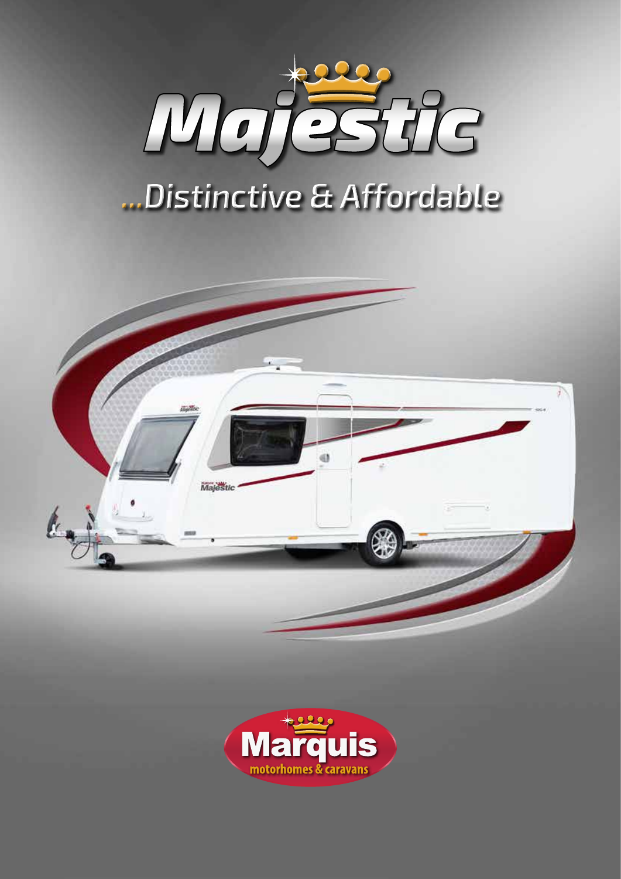# Majestic

## ...Distinctive & Affordable

Marquis motorhomes & caravans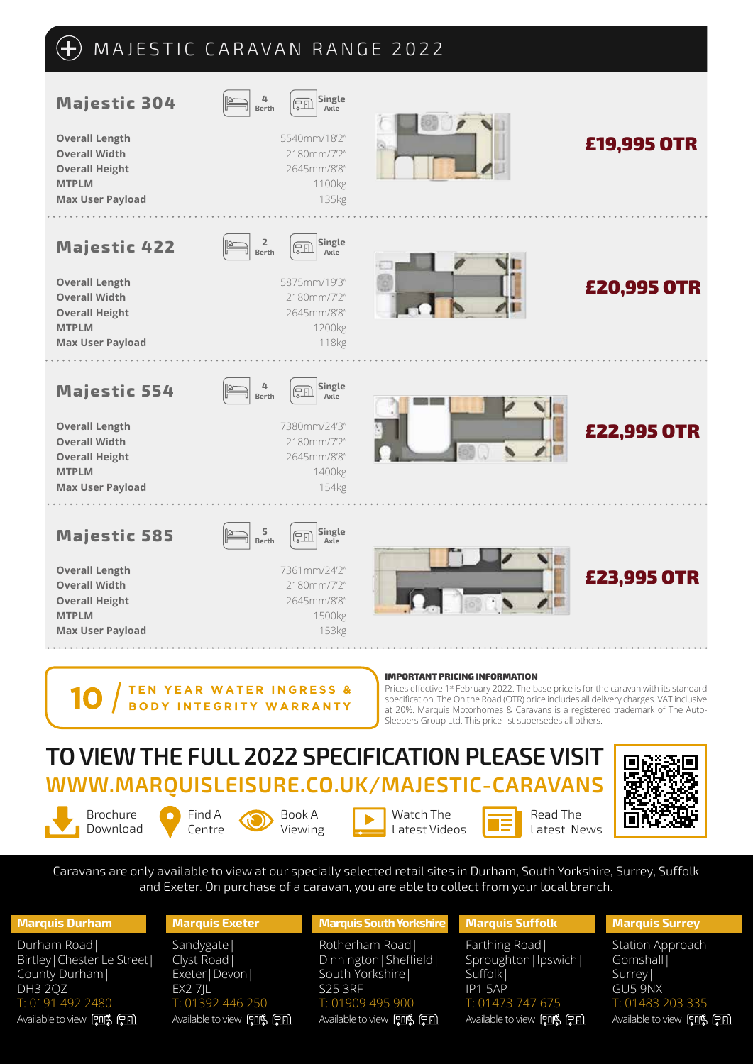# MAJESTIC CARAVAN RANGE 2022

## Majestic 304

4 Berth | Single Axle

| | |
|---|---|
| **Overall Length** | 5540mm/18'2" |
| **Overall Width** | 2180mm/7'2" |
| **Overall Height** | 2645mm/8'8" |
| **MTPLM** | 1100kg |
| **Max User Payload** | 135kg |

**£19,995 OTR**

## Majestic 422

2 Berth | Single Axle

| | |
|---|---|
| **Overall Length** | 5875mm/19'3" |
| **Overall Width** | 2180mm/7'2" |
| **Overall Height** | 2645mm/8'8" |
| **MTPLM** | 1200kg |
| **Max User Payload** | 118kg |

**£20,995 OTR**

## Majestic 554

4 Berth | Single Axle

| | |
|---|---|
| **Overall Length** | 7380mm/24'3" |
| **Overall Width** | 2180mm/7'2" |
| **Overall Height** | 2645mm/8'8" |
| **MTPLM** | 1400kg |
| **Max User Payload** | 154kg |

**£22,995 OTR**

## Majestic 585

5 Berth | Single Axle

| | |
|---|---|
| **Overall Length** | 7361mm/24'2" |
| **Overall Width** | 2180mm/7'2" |
| **Overall Height** | 2645mm/8'8" |
| **MTPLM** | 1500kg |
| **Max User Payload** | 153kg |

**£23,995 OTR**

**10 / TEN YEAR WATER INGRESS & BODY INTEGRITY WARRANTY**

**IMPORTANT PRICING INFORMATION**

Prices effective 1st February 2022. The base price is for the caravan with its standard specification. The On the Road (OTR) price includes all delivery charges. VAT inclusive at 20%. Marquis Motorhomes & Caravans is a registered trademark of The Auto-Sleepers Group Ltd. This price list supersedes all others.

## TO VIEW THE FULL 2022 SPECIFICATION PLEASE VISIT WWW.MARQUISLEISURE.CO.UK/MAJESTIC-CARAVANS

Brochure Download | Find A Centre | Book A Viewing | Watch The Latest Videos | Read The Latest News

Caravans are only available to view at our specially selected retail sites in Durham, South Yorkshire, Surrey, Suffolk and Exeter. On purchase of a caravan, you are able to collect from your local branch.

**Marquis Durham**
Durham Road | Birtley | Chester Le Street | County Durham | DH3 2QZ
T: 0191 492 2480
Available to view

**Marquis Exeter**
Sandygate | Clyst Road | Exeter | Devon | EX2 7JL
T: 01392 446 250
Available to view

**Marquis South Yorkshire**
Rotherham Road | Dinnington | Sheffield | South Yorkshire | S25 3RF
T: 01909 495 900
Available to view

**Marquis Suffolk**
Farthing Road | Sproughton | Ipswich | Suffolk | IP1 5AP
T: 01473 747 675
Available to view

**Marquis Surrey**
Station Approach | Gomshall | Surrey | GU5 9NX
T: 01483 203 335
Available to view